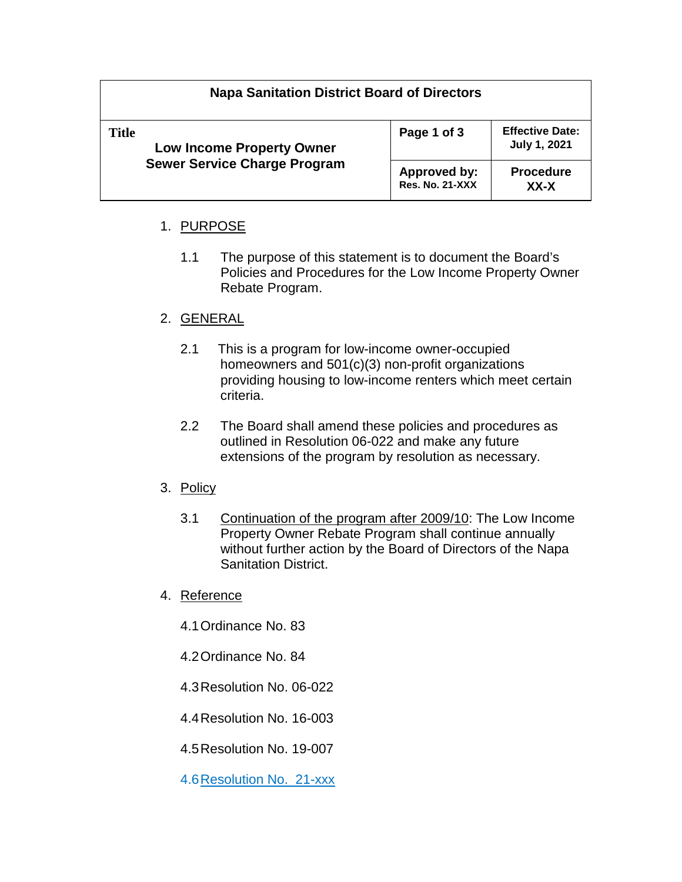| Napa Sanitation District Board of Directors | | |
|---|---|---|
| **Title**<br>**Low Income Property Owner Sewer Service Charge Program** | **Page 1 of 3** | **Effective Date: July 1, 2021** |
| | **Approved by: Res. No. 21-XXX** | **Procedure XX-X** |

1. PURPOSE

   1.1 The purpose of this statement is to document the Board's Policies and Procedures for the Low Income Property Owner Rebate Program.

2. GENERAL

   2.1 This is a program for low-income owner-occupied homeowners and 501(c)(3) non-profit organizations providing housing to low-income renters which meet certain criteria.

   2.2 The Board shall amend these policies and procedures as outlined in Resolution 06-022 and make any future extensions of the program by resolution as necessary.

3. Policy

   3.1 Continuation of the program after 2009/10: The Low Income Property Owner Rebate Program shall continue annually without further action by the Board of Directors of the Napa Sanitation District.

4. Reference

   4.1 Ordinance No. 83

   4.2 Ordinance No. 84

   4.3 Resolution No. 06-022

   4.4 Resolution No. 16-003

   4.5 Resolution No. 19-007

   4.6 Resolution No. 21-xxx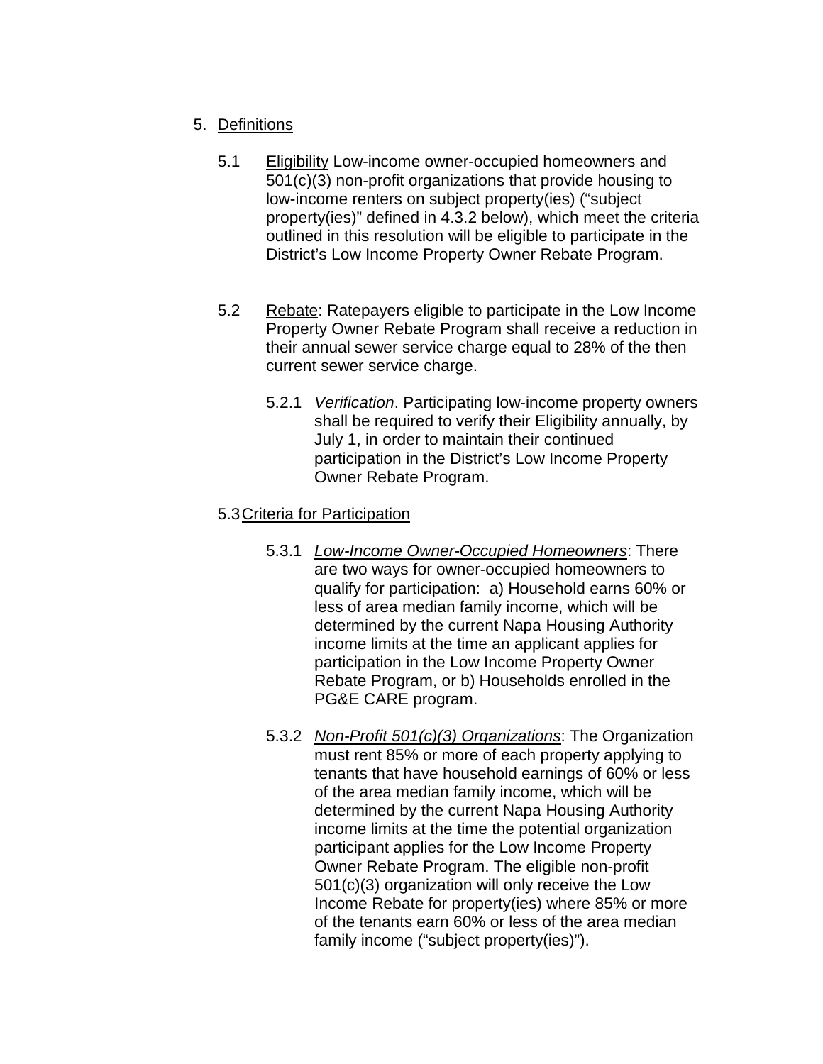5. <u>Definitions</u>

   5.1 <u>Eligibility</u> Low-income owner-occupied homeowners and 501(c)(3) non-profit organizations that provide housing to low-income renters on subject property(ies) ("subject property(ies)" defined in 4.3.2 below), which meet the criteria outlined in this resolution will be eligible to participate in the District's Low Income Property Owner Rebate Program.

   5.2 <u>Rebate</u>: Ratepayers eligible to participate in the Low Income Property Owner Rebate Program shall receive a reduction in their annual sewer service charge equal to 28% of the then current sewer service charge.

      5.2.1 *Verification*. Participating low-income property owners shall be required to verify their Eligibility annually, by July 1, in order to maintain their continued participation in the District's Low Income Property Owner Rebate Program.

   5.3 <u>Criteria for Participation</u>

      5.3.1 <u>*Low-Income Owner-Occupied Homeowners*</u>: There are two ways for owner-occupied homeowners to qualify for participation: a) Household earns 60% or less of area median family income, which will be determined by the current Napa Housing Authority income limits at the time an applicant applies for participation in the Low Income Property Owner Rebate Program, or b) Households enrolled in the PG&E CARE program.

      5.3.2 <u>*Non-Profit 501(c)(3) Organizations*</u>: The Organization must rent 85% or more of each property applying to tenants that have household earnings of 60% or less of the area median family income, which will be determined by the current Napa Housing Authority income limits at the time the potential organization participant applies for the Low Income Property Owner Rebate Program. The eligible non-profit 501(c)(3) organization will only receive the Low Income Rebate for property(ies) where 85% or more of the tenants earn 60% or less of the area median family income ("subject property(ies)").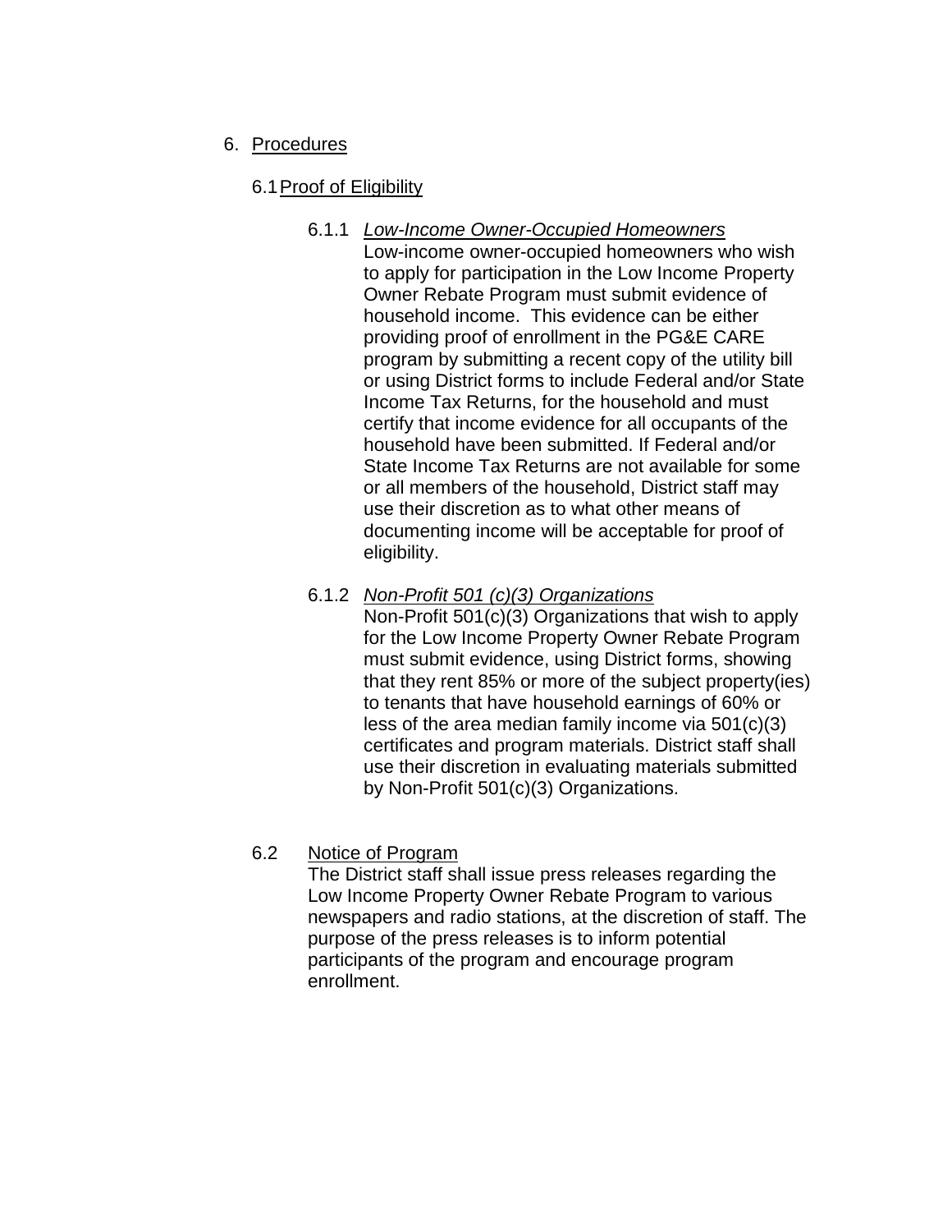6. Procedures

6.1 Proof of Eligibility

6.1.1 *Low-Income Owner-Occupied Homeowners*

Low-income owner-occupied homeowners who wish to apply for participation in the Low Income Property Owner Rebate Program must submit evidence of household income. This evidence can be either providing proof of enrollment in the PG&E CARE program by submitting a recent copy of the utility bill or using District forms to include Federal and/or State Income Tax Returns, for the household and must certify that income evidence for all occupants of the household have been submitted. If Federal and/or State Income Tax Returns are not available for some or all members of the household, District staff may use their discretion as to what other means of documenting income will be acceptable for proof of eligibility.

6.1.2 *Non-Profit 501 (c)(3) Organizations*

Non-Profit 501(c)(3) Organizations that wish to apply for the Low Income Property Owner Rebate Program must submit evidence, using District forms, showing that they rent 85% or more of the subject property(ies) to tenants that have household earnings of 60% or less of the area median family income via 501(c)(3) certificates and program materials. District staff shall use their discretion in evaluating materials submitted by Non-Profit 501(c)(3) Organizations.

6.2 Notice of Program

The District staff shall issue press releases regarding the Low Income Property Owner Rebate Program to various newspapers and radio stations, at the discretion of staff. The purpose of the press releases is to inform potential participants of the program and encourage program enrollment.